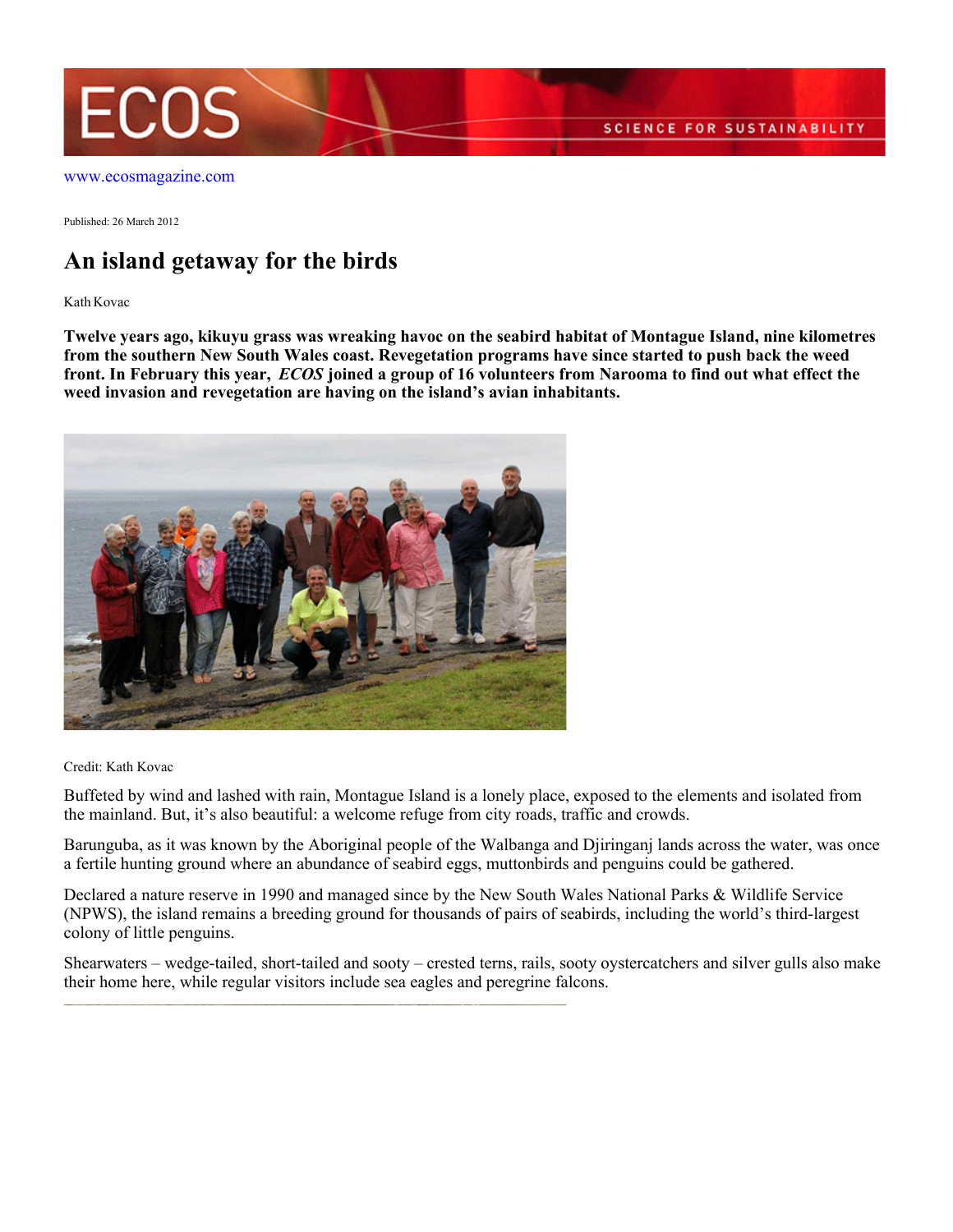www.ecosmagazine.com

Published: 26 March 2012

# An island getaway for the birds

Kath Kovac

**Twelve years ago, kikuyu grass was wreaking havoc on the seabird habitat of Montague Island, nine kilometres from the southern New South Wales coast. Revegetation programs have since started to push back the weed front. In February this year, *ECOS* joined a group of 16 volunteers from Narooma to find out what effect the weed invasion and revegetation are having on the island's avian inhabitants.**

Credit: Kath Kovac

Buffeted by wind and lashed with rain, Montague Island is a lonely place, exposed to the elements and isolated from the mainland. But, it's also beautiful: a welcome refuge from city roads, traffic and crowds.

Barunguba, as it was known by the Aboriginal people of the Walbanga and Djiringanj lands across the water, was once a fertile hunting ground where an abundance of seabird eggs, muttonbirds and penguins could be gathered.

Declared a nature reserve in 1990 and managed since by the New South Wales National Parks & Wildlife Service (NPWS), the island remains a breeding ground for thousands of pairs of seabirds, including the world's third-largest colony of little penguins.

Shearwaters – wedge-tailed, short-tailed and sooty – crested terns, rails, sooty oystercatchers and silver gulls also make their home here, while regular visitors include sea eagles and peregrine falcons.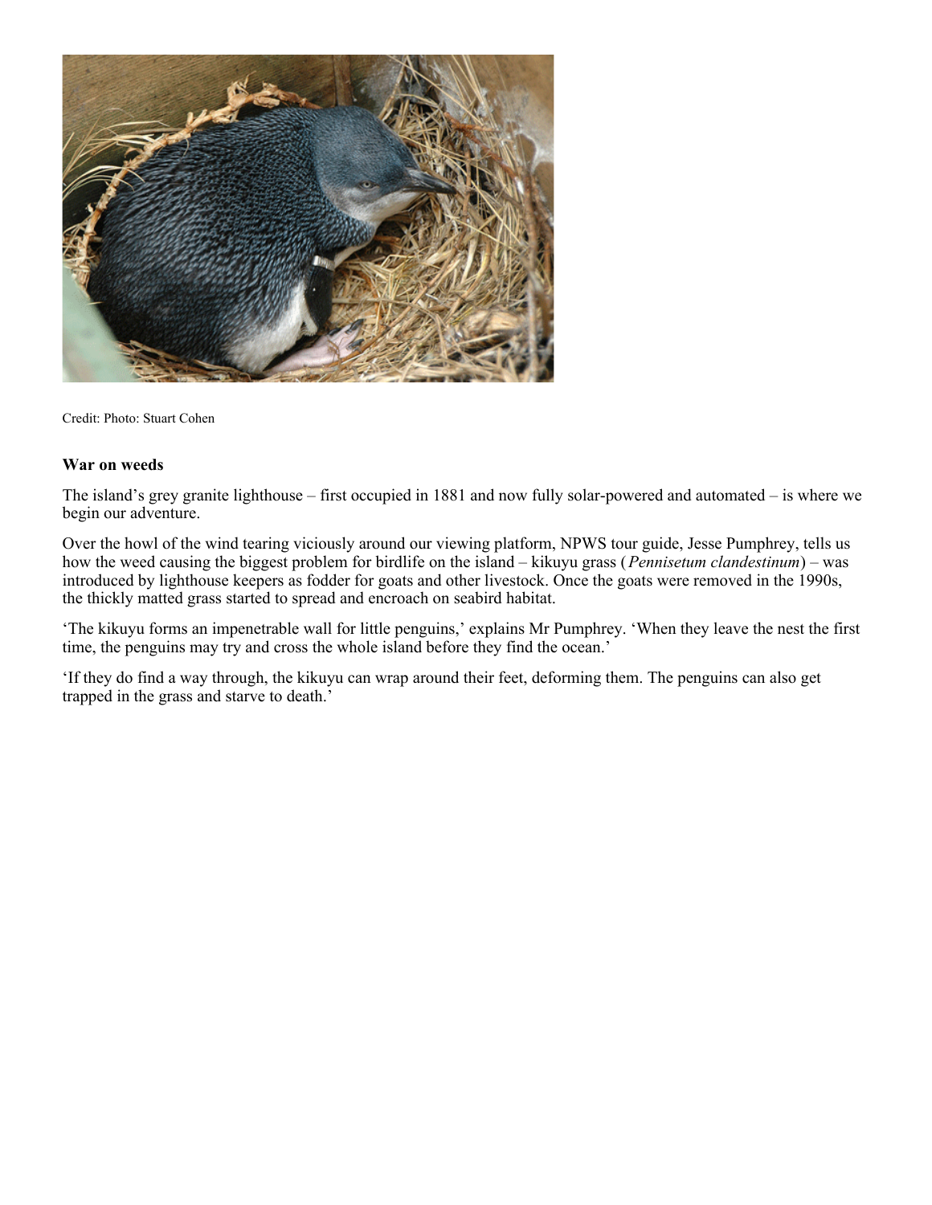Credit: Photo: Stuart Cohen

**War on weeds**

The island's grey granite lighthouse – first occupied in 1881 and now fully solar-powered and automated – is where we begin our adventure.

Over the howl of the wind tearing viciously around our viewing platform, NPWS tour guide, Jesse Pumphrey, tells us how the weed causing the biggest problem for birdlife on the island – kikuyu grass (*Pennisetum clandestinum*) – was introduced by lighthouse keepers as fodder for goats and other livestock. Once the goats were removed in the 1990s, the thickly matted grass started to spread and encroach on seabird habitat.

'The kikuyu forms an impenetrable wall for little penguins,' explains Mr Pumphrey. 'When they leave the nest the first time, the penguins may try and cross the whole island before they find the ocean.'

'If they do find a way through, the kikuyu can wrap around their feet, deforming them. The penguins can also get trapped in the grass and starve to death.'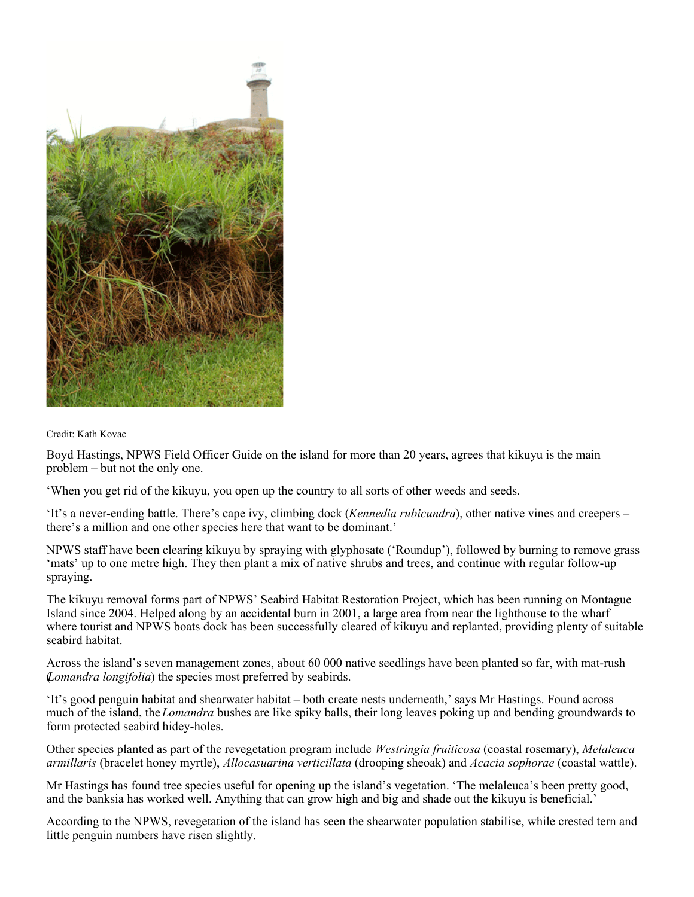Credit: Kath Kovac

Boyd Hastings, NPWS Field Officer Guide on the island for more than 20 years, agrees that kikuyu is the main problem – but not the only one.

'When you get rid of the kikuyu, you open up the country to all sorts of other weeds and seeds.

'It's a never-ending battle. There's cape ivy, climbing dock (*Kennedia rubicundra*), other native vines and creepers – there's a million and one other species here that want to be dominant.'

NPWS staff have been clearing kikuyu by spraying with glyphosate ('Roundup'), followed by burning to remove grass 'mats' up to one metre high. They then plant a mix of native shrubs and trees, and continue with regular follow-up spraying.

The kikuyu removal forms part of NPWS' Seabird Habitat Restoration Project, which has been running on Montague Island since 2004. Helped along by an accidental burn in 2001, a large area from near the lighthouse to the wharf where tourist and NPWS boats dock has been successfully cleared of kikuyu and replanted, providing plenty of suitable seabird habitat.

Across the island's seven management zones, about 60 000 native seedlings have been planted so far, with mat-rush (*Lomandra longifolia*) the species most preferred by seabirds.

'It's good penguin habitat and shearwater habitat – both create nests underneath,' says Mr Hastings. Found across much of the island, the *Lomandra* bushes are like spiky balls, their long leaves poking up and bending groundwards to form protected seabird hidey-holes.

Other species planted as part of the revegetation program include *Westringia fruiticosa* (coastal rosemary), *Melaleuca armillaris* (bracelet honey myrtle), *Allocasuarina verticillata* (drooping sheoak) and *Acacia sophorae* (coastal wattle).

Mr Hastings has found tree species useful for opening up the island's vegetation. 'The melaleuca's been pretty good, and the banksia has worked well. Anything that can grow high and big and shade out the kikuyu is beneficial.'

According to the NPWS, revegetation of the island has seen the shearwater population stabilise, while crested tern and little penguin numbers have risen slightly.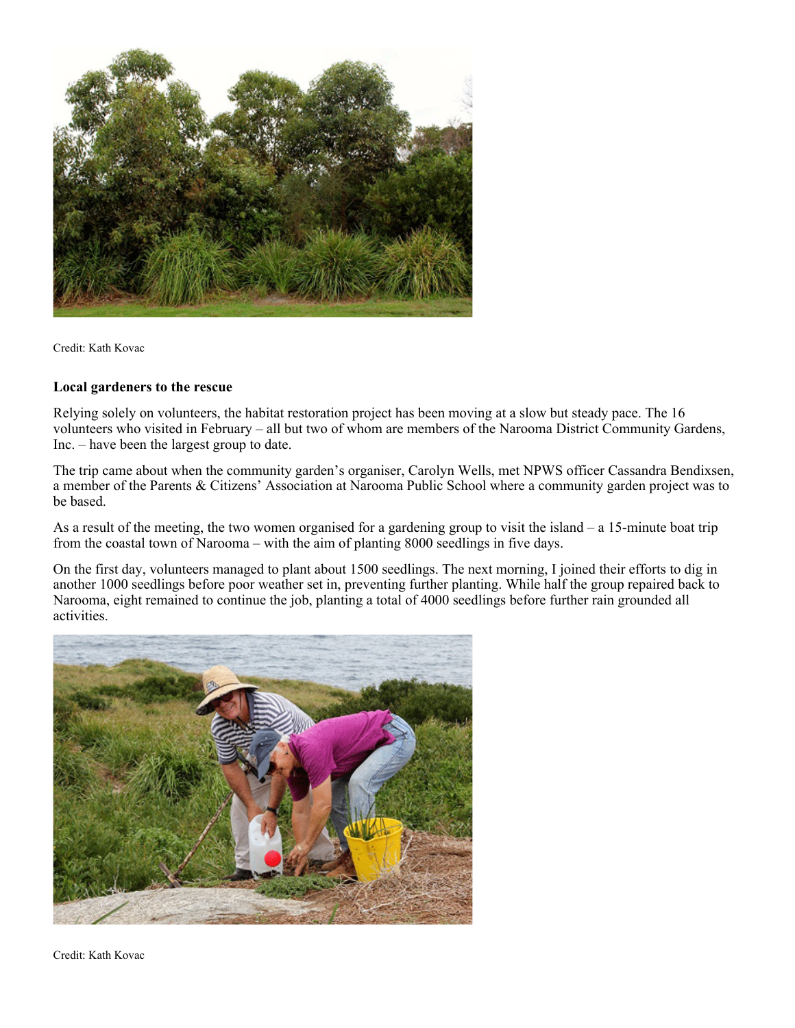Credit: Kath Kovac

**Local gardeners to the rescue**

Relying solely on volunteers, the habitat restoration project has been moving at a slow but steady pace. The 16 volunteers who visited in February – all but two of whom are members of the Narooma District Community Gardens, Inc. – have been the largest group to date.

The trip came about when the community garden's organiser, Carolyn Wells, met NPWS officer Cassandra Bendixsen, a member of the Parents & Citizens' Association at Narooma Public School where a community garden project was to be based.

As a result of the meeting, the two women organised for a gardening group to visit the island – a 15-minute boat trip from the coastal town of Narooma – with the aim of planting 8000 seedlings in five days.

On the first day, volunteers managed to plant about 1500 seedlings. The next morning, I joined their efforts to dig in another 1000 seedlings before poor weather set in, preventing further planting. While half the group repaired back to Narooma, eight remained to continue the job, planting a total of 4000 seedlings before further rain grounded all activities.

Credit: Kath Kovac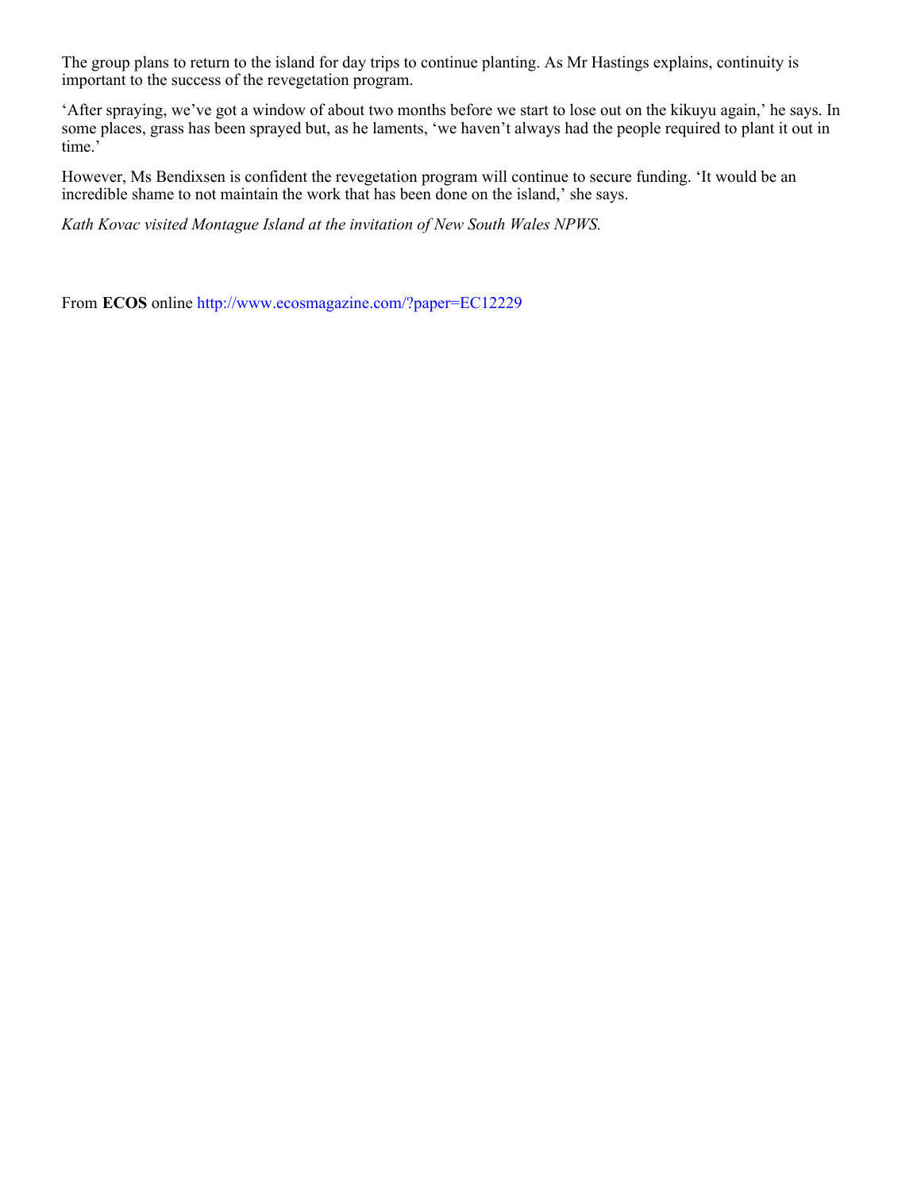The group plans to return to the island for day trips to continue planting. As Mr Hastings explains, continuity is important to the success of the revegetation program.

'After spraying, we've got a window of about two months before we start to lose out on the kikuyu again,' he says. In some places, grass has been sprayed but, as he laments, 'we haven't always had the people required to plant it out in time.'

However, Ms Bendixsen is confident the revegetation program will continue to secure funding. 'It would be an incredible shame to not maintain the work that has been done on the island,' she says.

*Kath Kovac visited Montague Island at the invitation of New South Wales NPWS.*

From **ECOS** online http://www.ecosmagazine.com/?paper=EC12229